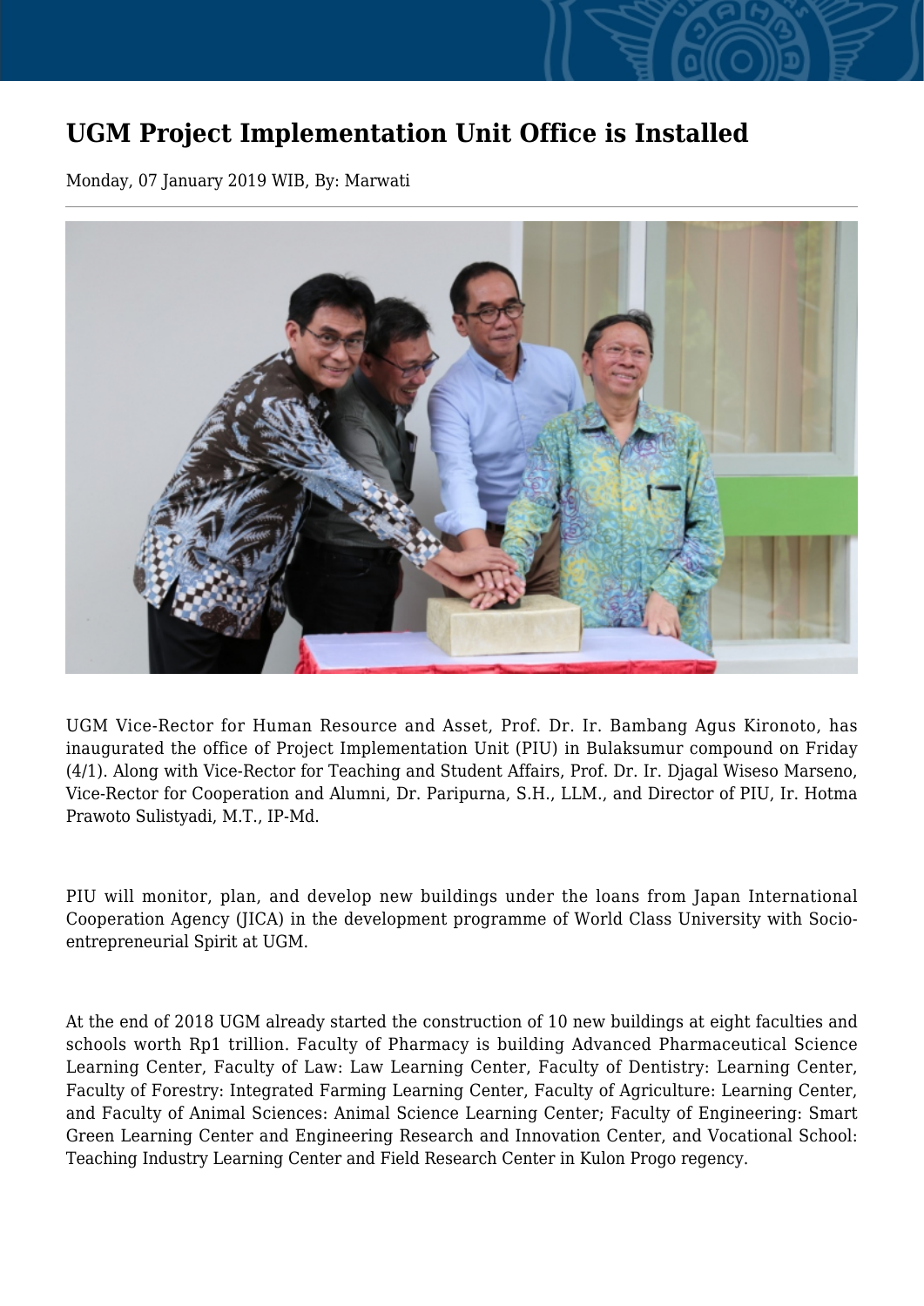# UGM Project Implementation Unit Office is Installed

Monday, 07 January 2019 WIB, By: Marwati

UGM Vice-Rector for Human Resource and Asset, Prof. Dr. Ir. Bambang Agus Kironoto, has inaugurated the office of Project Implementation Unit (PIU) in Bulaksumur compound on Friday (4/1). Along with Vice-Rector for Teaching and Student Affairs, Prof. Dr. Ir. Djagal Wiseso Marseno, Vice-Rector for Cooperation and Alumni, Dr. Paripurna, S.H., LLM., and Director of PIU, Ir. Hotma Prawoto Sulistyadi, M.T., IP-Md.

PIU will monitor, plan, and develop new buildings under the loans from Japan International Cooperation Agency (JICA) in the development programme of World Class University with Socio-entrepreneurial Spirit at UGM.

At the end of 2018 UGM already started the construction of 10 new buildings at eight faculties and schools worth Rp1 trillion. Faculty of Pharmacy is building Advanced Pharmaceutical Science Learning Center, Faculty of Law: Law Learning Center, Faculty of Dentistry: Learning Center, Faculty of Forestry: Integrated Farming Learning Center, Faculty of Agriculture: Learning Center, and Faculty of Animal Sciences: Animal Science Learning Center; Faculty of Engineering: Smart Green Learning Center and Engineering Research and Innovation Center, and Vocational School: Teaching Industry Learning Center and Field Research Center in Kulon Progo regency.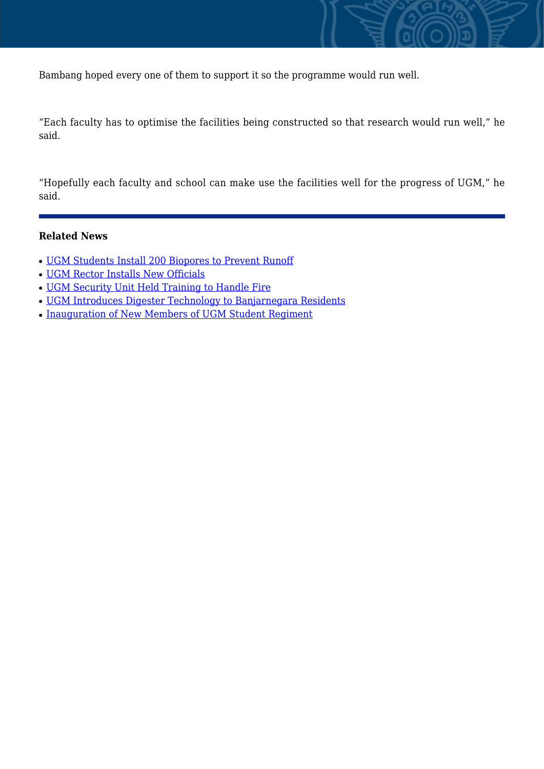Bambang hoped every one of them to support it so the programme would run well.

“Each faculty has to optimise the facilities being constructed so that research would run well,” he said.

“Hopefully each faculty and school can make use the facilities well for the progress of UGM,” he said.

---

**Related News**

- UGM Students Install 200 Biopores to Prevent Runoff
- UGM Rector Installs New Officials
- UGM Security Unit Held Training to Handle Fire
- UGM Introduces Digester Technology to Banjarnegara Residents
- Inauguration of New Members of UGM Student Regiment